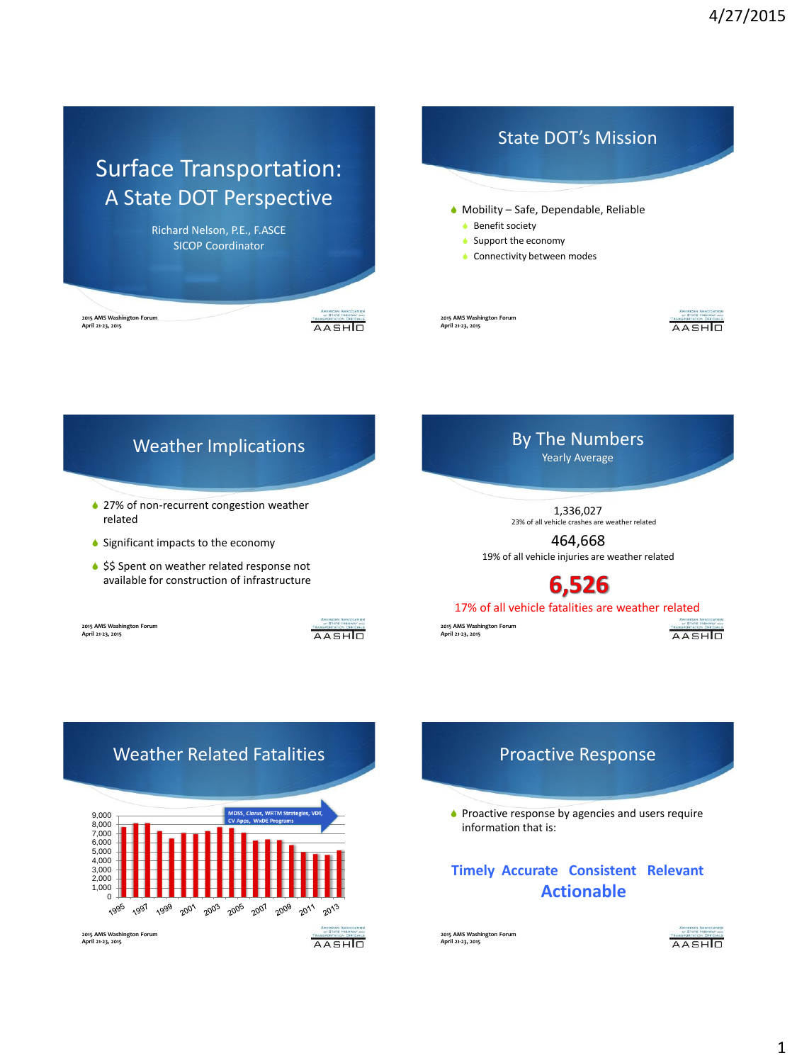# Surface Transportation: A State DOT Perspective

Richard Nelson, P.E., F.ASCE
SICOP Coordinator

## State DOT's Mission

- Mobility – Safe, Dependable, Reliable
  - Benefit society
  - Support the economy
  - Connectivity between modes

## Weather Implications

- 27% of non-recurrent congestion weather related
- Significant impacts to the economy
- $$ Spent on weather related response not available for construction of infrastructure

## By The Numbers

Yearly Average

1,336,027
23% of all vehicle crashes are weather related

464,668
19% of all vehicle injuries are weather related

**6,526**
17% of all vehicle fatalities are weather related

## Weather Related Fatalities

MDSS, *Clarus*, WRTM Strategies, VDT, CV Apps, WxDE Programs

Y-axis: 0, 1,000, 2,000, 3,000, 4,000, 5,000, 6,000, 7,000, 8,000, 9,000
X-axis: 1995, 1997, 1999, 2001, 2003, 2005, 2007, 2009, 2011, 2013

## Proactive Response

- Proactive response by agencies and users require information that is:

**Timely Accurate Consistent Relevant**
**Actionable**

2015 AMS Washington Forum
April 21-23, 2015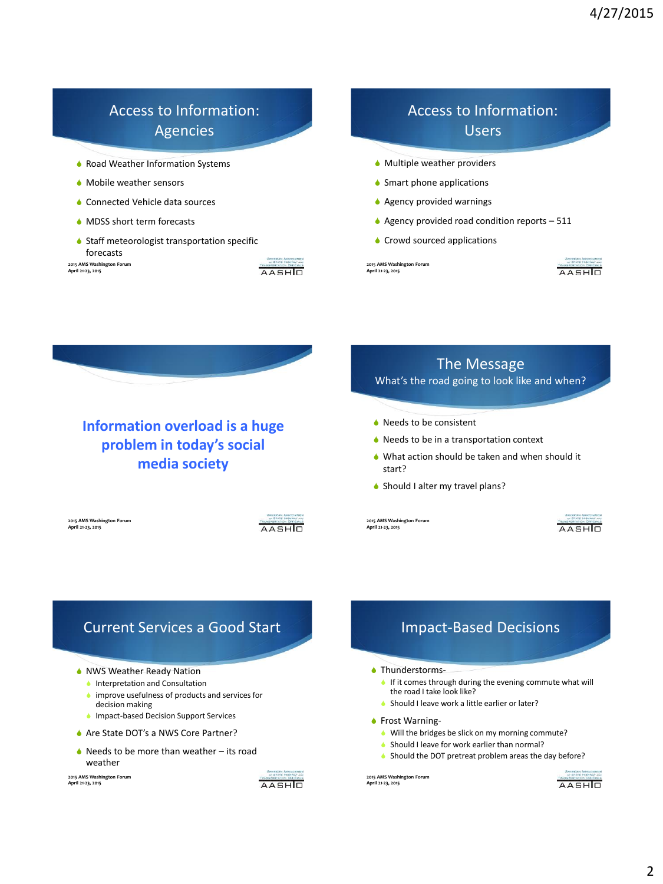## Access to Information: Agencies

- Road Weather Information Systems
- Mobile weather sensors
- Connected Vehicle data sources
- MDSS short term forecasts
- Staff meteorologist transportation specific forecasts

## Access to Information: Users

- Multiple weather providers
- Smart phone applications
- Agency provided warnings
- Agency provided road condition reports – 511
- Crowd sourced applications

**Information overload is a huge problem in today's social media society**

## The Message

What's the road going to look like and when?

- Needs to be consistent
- Needs to be in a transportation context
- What action should be taken and when should it start?
- Should I alter my travel plans?

## Current Services a Good Start

- NWS Weather Ready Nation
  - Interpretation and Consultation
  - improve usefulness of products and services for decision making
  - Impact-based Decision Support Services
- Are State DOT's a NWS Core Partner?
- Needs to be more than weather – its road weather

## Impact-Based Decisions

- Thunderstorms-
  - If it comes through during the evening commute what will the road I take look like?
  - Should I leave work a little earlier or later?
- Frost Warning-
  - Will the bridges be slick on my morning commute?
  - Should I leave for work earlier than normal?
  - Should the DOT pretreat problem areas the day before?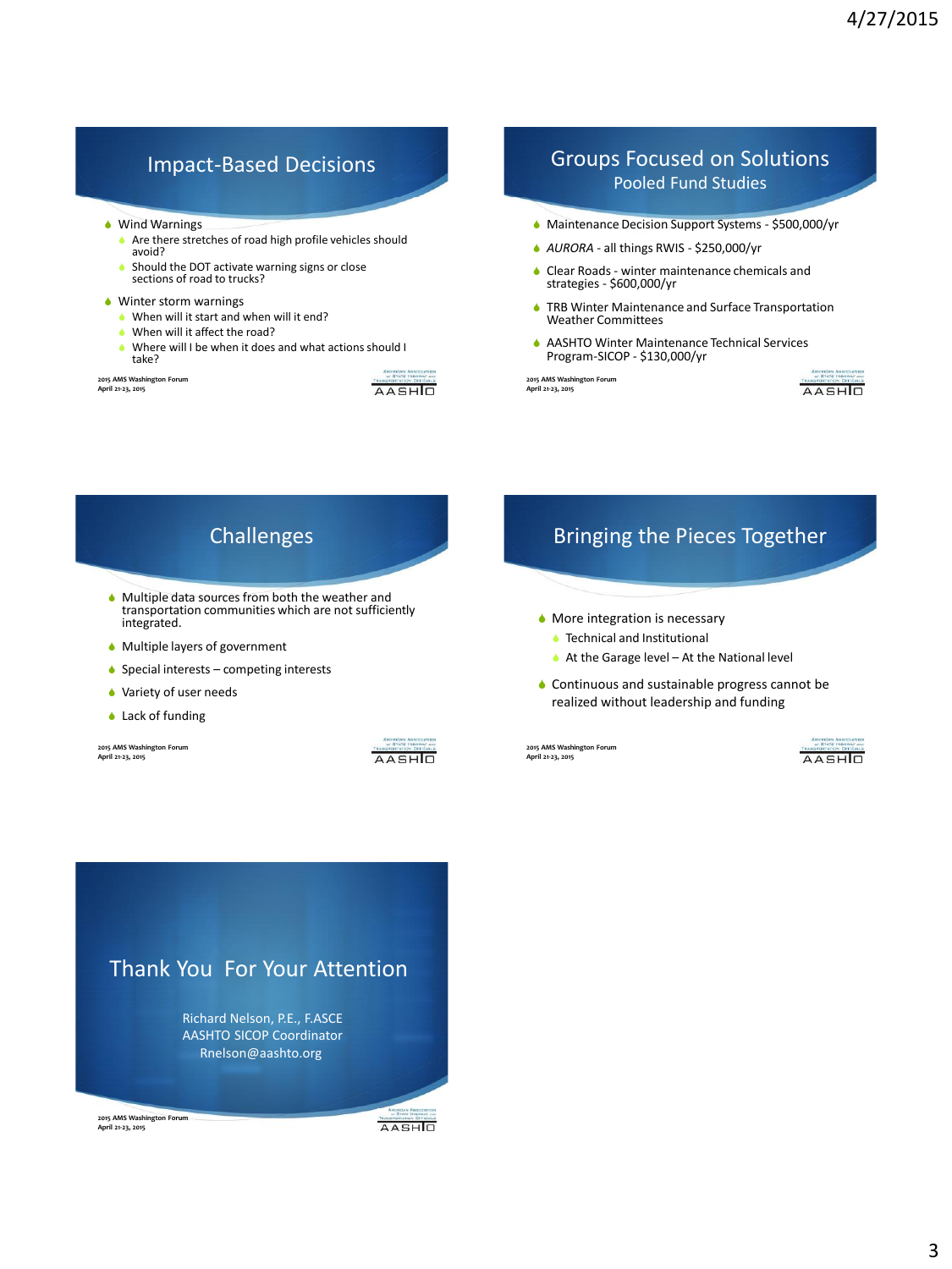## Impact-Based Decisions

- Wind Warnings
  - Are there stretches of road high profile vehicles should avoid?
  - Should the DOT activate warning signs or close sections of road to trucks?
- Winter storm warnings
  - When will it start and when will it end?
  - When will it affect the road?
  - Where will I be when it does and what actions should I take?

## Groups Focused on Solutions

### Pooled Fund Studies

- Maintenance Decision Support Systems - $500,000/yr
- *AURORA* - all things RWIS - $250,000/yr
- Clear Roads - winter maintenance chemicals and strategies - $600,000/yr
- TRB Winter Maintenance and Surface Transportation Weather Committees
- AASHTO Winter Maintenance Technical Services Program-SICOP - $130,000/yr

## Challenges

- Multiple data sources from both the weather and transportation communities which are not sufficiently integrated.
- Multiple layers of government
- Special interests – competing interests
- Variety of user needs
- Lack of funding

## Bringing the Pieces Together

- More integration is necessary
  - Technical and Institutional
  - At the Garage level – At the National level
- Continuous and sustainable progress cannot be realized without leadership and funding

## Thank You For Your Attention

Richard Nelson, P.E., F.ASCE
AASHTO SICOP Coordinator
Rnelson@aashto.org